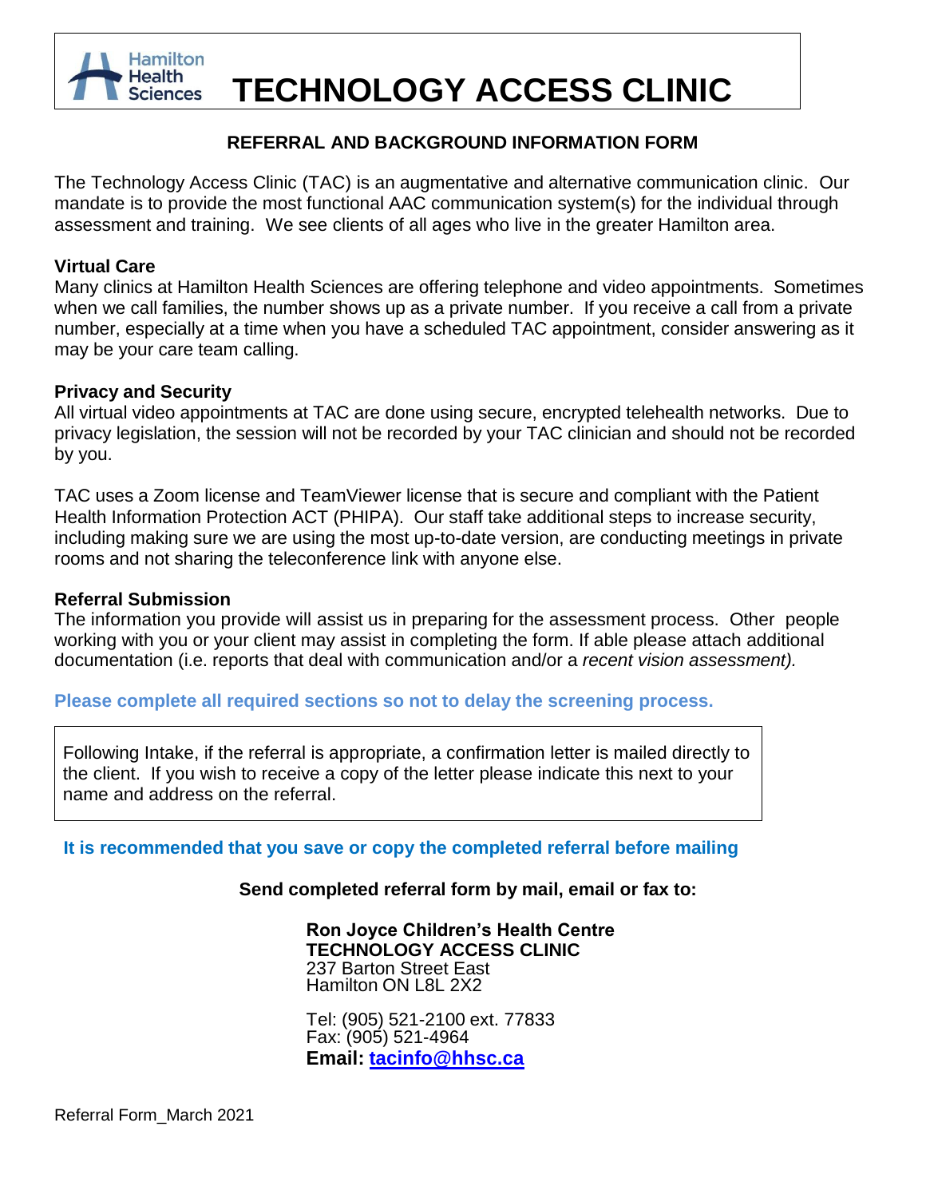Hamilton Health Sciences

# TECHNOLOGY ACCESS CLINIC

## REFERRAL AND BACKGROUND INFORMATION FORM

The Technology Access Clinic (TAC) is an augmentative and alternative communication clinic. Our mandate is to provide the most functional AAC communication system(s) for the individual through assessment and training. We see clients of all ages who live in the greater Hamilton area.

### Virtual Care

Many clinics at Hamilton Health Sciences are offering telephone and video appointments. Sometimes when we call families, the number shows up as a private number. If you receive a call from a private number, especially at a time when you have a scheduled TAC appointment, consider answering as it may be your care team calling.

### Privacy and Security

All virtual video appointments at TAC are done using secure, encrypted telehealth networks. Due to privacy legislation, the session will not be recorded by your TAC clinician and should not be recorded by you.

TAC uses a Zoom license and TeamViewer license that is secure and compliant with the Patient Health Information Protection ACT (PHIPA). Our staff take additional steps to increase security, including making sure we are using the most up-to-date version, are conducting meetings in private rooms and not sharing the teleconference link with anyone else.

### Referral Submission

The information you provide will assist us in preparing for the assessment process. Other people working with you or your client may assist in completing the form. If able please attach additional documentation (i.e. reports that deal with communication and/or a *recent vision assessment).*

**Please complete all required sections so not to delay the screening process.**

Following Intake, if the referral is appropriate, a confirmation letter is mailed directly to the client. If you wish to receive a copy of the letter please indicate this next to your name and address on the referral.

**It is recommended that you save or copy the completed referral before mailing**

**Send completed referral form by mail, email or fax to:**

**Ron Joyce Children's Health Centre**
**TECHNOLOGY ACCESS CLINIC**
237 Barton Street East
Hamilton ON L8L 2X2

Tel: (905) 521-2100 ext. 77833
Fax: (905) 521-4964
**Email: tacinfo@hhsc.ca**

Referral Form_March 2021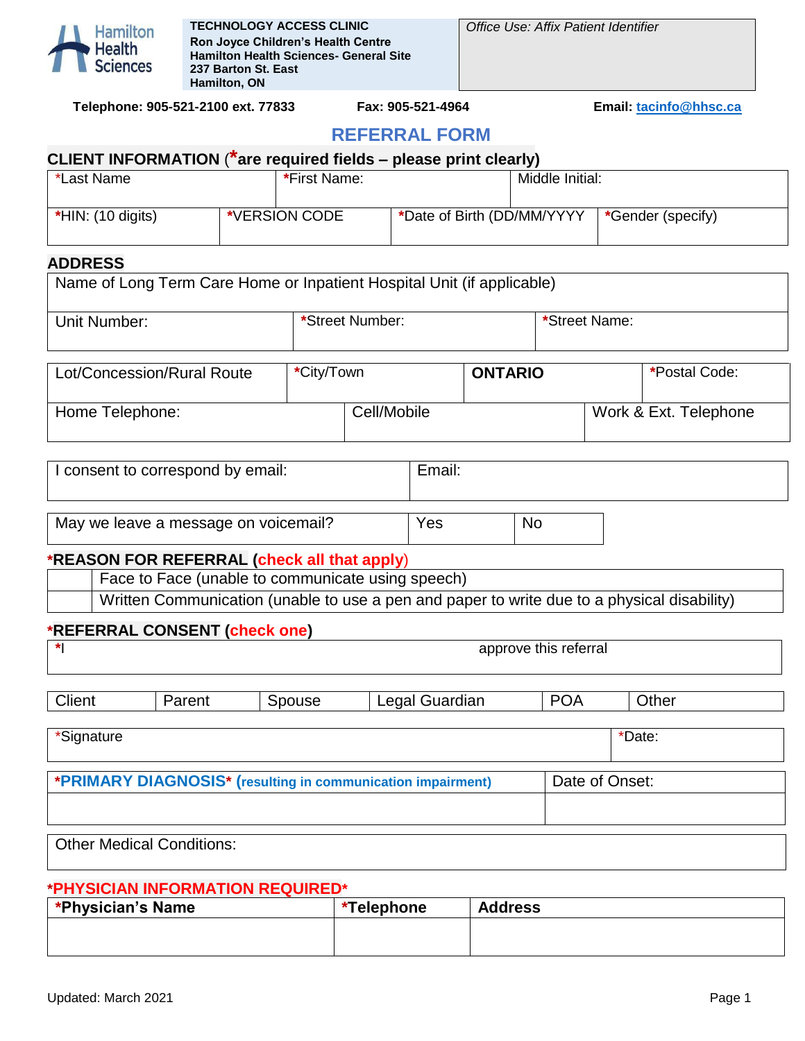Hamilton Health Sciences

**TECHNOLOGY ACCESS CLINIC**
**Ron Joyce Children's Health Centre**
**Hamilton Health Sciences- General Site**
**237 Barton St. East**
**Hamilton, ON**

*Office Use: Affix Patient Identifier*

**Telephone: 905-521-2100 ext. 77833** **Fax: 905-521-4964** **Email: tacinfo@hhsc.ca**

# REFERRAL FORM

## CLIENT INFORMATION (*are required fields – please print clearly)

| *Last Name | *First Name: | Middle Initial: |
|---|---|---|
| | | |

| *HIN: (10 digits) | *VERSION CODE | *Date of Birth (DD/MM/YYYY | *Gender (specify) |
|---|---|---|---|
| | | | |

## ADDRESS

| Name of Long Term Care Home or Inpatient Hospital Unit (if applicable) | | |
|---|---|---|
| **Unit Number:** | ***Street Number:** | ***Street Name:** |

| Lot/Concession/Rural Route | *City/Town | **ONTARIO** | *Postal Code: |
|---|---|---|---|

| Home Telephone: | Cell/Mobile | Work & Ext. Telephone |
|---|---|---|
| | | |

| I consent to correspond by email: | Email: |
|---|---|
| | |

| May we leave a message on voicemail? | Yes | No |
|---|---|---|

## *REASON FOR REFERRAL (check all that apply)

| | |
|---|---|
| | Face to Face (unable to communicate using speech) |
| | Written Communication (unable to use a pen and paper to write due to a physical disability) |

## *REFERRAL CONSENT (check one)

*I approve this referral

| Client | Parent | Spouse | Legal Guardian | POA | Other |
|---|---|---|---|---|---|

| *Signature | *Date: |
|---|---|
| | |

| ***PRIMARY DIAGNOSIS* (resulting in communication impairment)** | Date of Onset: |
|---|---|
| | |

| Other Medical Conditions: |
|---|
| |

## *PHYSICIAN INFORMATION REQUIRED*

| *Physician's Name | *Telephone | Address |
|---|---|---|
| | | |

Updated: March 2021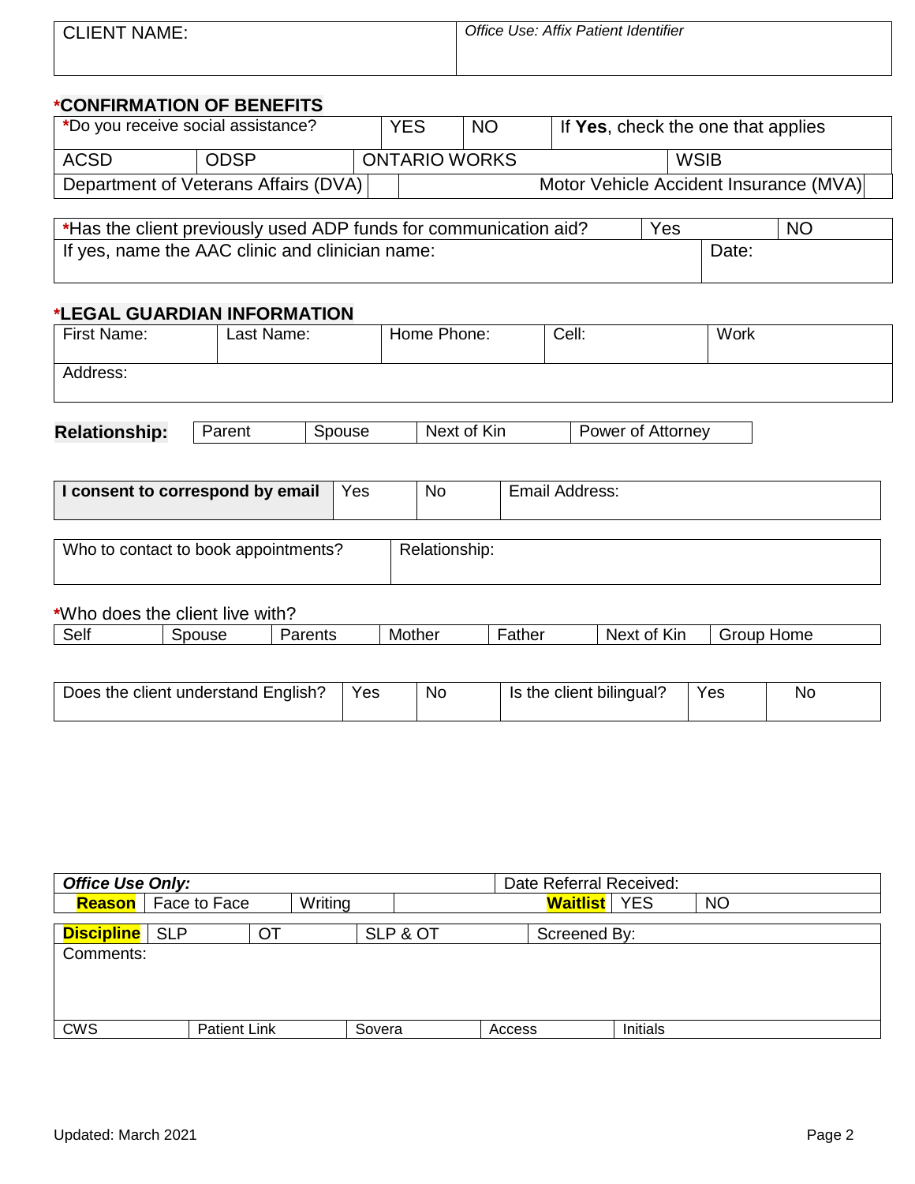| CLIENT NAME: | *Office Use: Affix Patient Identifier* |
| --- | --- |

## *CONFIRMATION OF BENEFITS

| *Do you receive social assistance? | | YES | NO | If **Yes**, check the one that applies | |
| --- | --- | --- | --- | --- | --- |
| ACSD | ODSP | ONTARIO WORKS | | | WSIB |
| Department of Veterans Affairs (DVA) | | | Motor Vehicle Accident Insurance (MVA) | | |

| *Has the client previously used ADP funds for communication aid? | Yes | NO |
| --- | --- | --- |
| If yes, name the AAC clinic and clinician name: | Date: | |

## *LEGAL GUARDIAN INFORMATION

| First Name: | Last Name: | Home Phone: | Cell: | Work |
| --- | --- | --- | --- | --- |
| Address: | | | | |

| **Relationship:** | Parent | Spouse | Next of Kin | Power of Attorney |
| --- | --- | --- | --- | --- |

| **I consent to correspond by email** | Yes | No | Email Address: |
| --- | --- | --- | --- |

| Who to contact to book appointments? | Relationship: |
| --- | --- |

*Who does the client live with?

| Self | Spouse | Parents | Mother | Father | Next of Kin | Group Home |
| --- | --- | --- | --- | --- | --- | --- |

| Does the client understand English? | Yes | No | Is the client bilingual? | Yes | No |
| --- | --- | --- | --- | --- | --- |

| ***Office Use Only:*** | | | | Date Referral Received: | | |
| --- | --- | --- | --- | --- | --- | --- |
| **Reason** | Face to Face | Writing | | **Waitlist** | YES | NO |
| **Discipline** | SLP | OT | SLP & OT | Screened By: | | |
| Comments: | | | | | | |
| CWS | Patient Link | Sovera | Access | Initials | | |

Updated: March 2021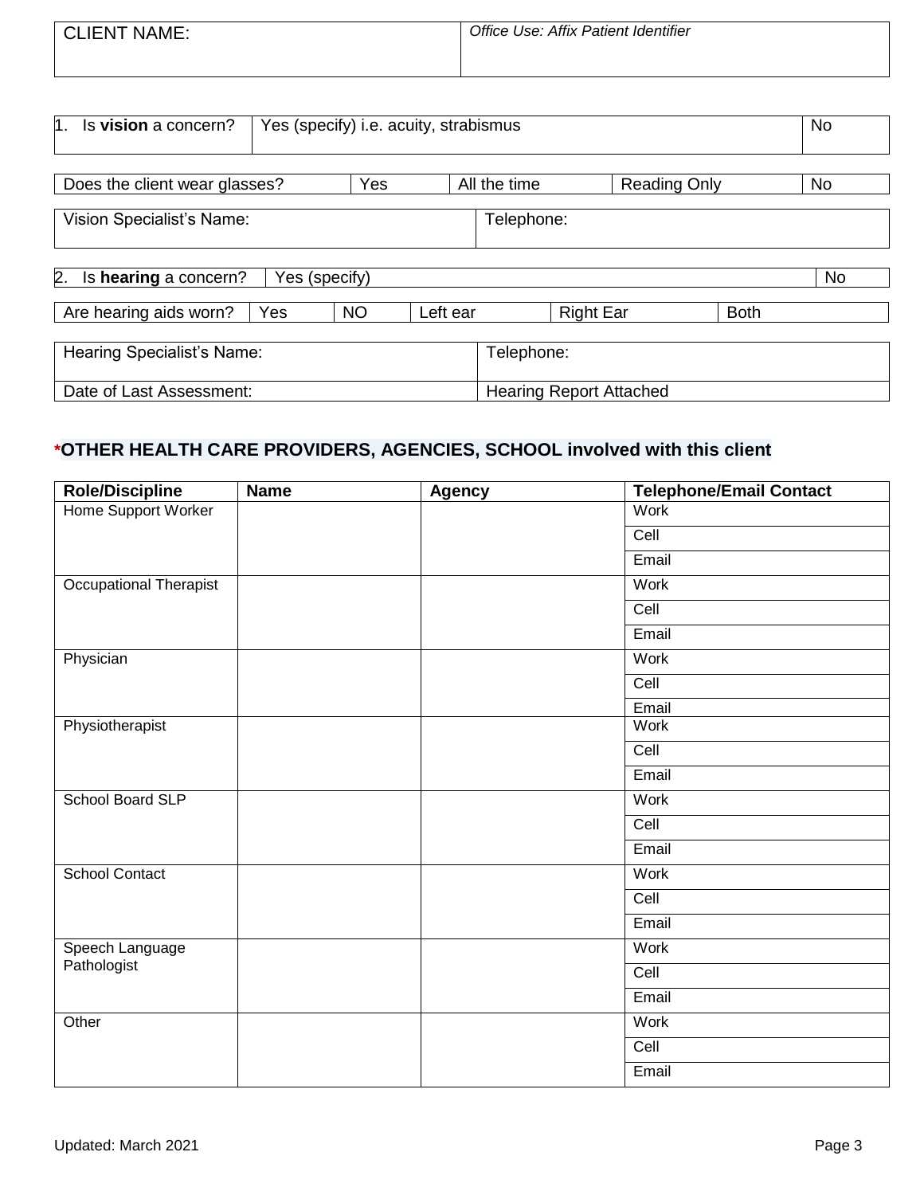| CLIENT NAME: | *Office Use: Affix Patient Identifier* |
|---|---|

| 1. Is **vision** a concern? | Yes (specify) i.e. acuity, strabismus | No |
|---|---|---|

| Does the client wear glasses? | Yes | All the time | Reading Only | No |
|---|---|---|---|---|

| Vision Specialist's Name: | Telephone: |
|---|---|

| 2. Is **hearing** a concern? | Yes (specify) | No |
|---|---|---|

| Are hearing aids worn? | Yes | NO | Left ear | Right Ear | Both |
|---|---|---|---|---|---|

| Hearing Specialist's Name: | Telephone: |
|---|---|
| Date of Last Assessment: | Hearing Report Attached |

## *OTHER HEALTH CARE PROVIDERS, AGENCIES, SCHOOL involved with this client

| Role/Discipline | Name | Agency | Telephone/Email Contact |
|---|---|---|---|
| Home Support Worker | | | Work |
| | | | Cell |
| | | | Email |
| Occupational Therapist | | | Work |
| | | | Cell |
| | | | Email |
| Physician | | | Work |
| | | | Cell |
| | | | Email |
| Physiotherapist | | | Work |
| | | | Cell |
| | | | Email |
| School Board SLP | | | Work |
| | | | Cell |
| | | | Email |
| School Contact | | | Work |
| | | | Cell |
| | | | Email |
| Speech Language Pathologist | | | Work |
| | | | Cell |
| | | | Email |
| Other | | | Work |
| | | | Cell |
| | | | Email |

Updated: March 2021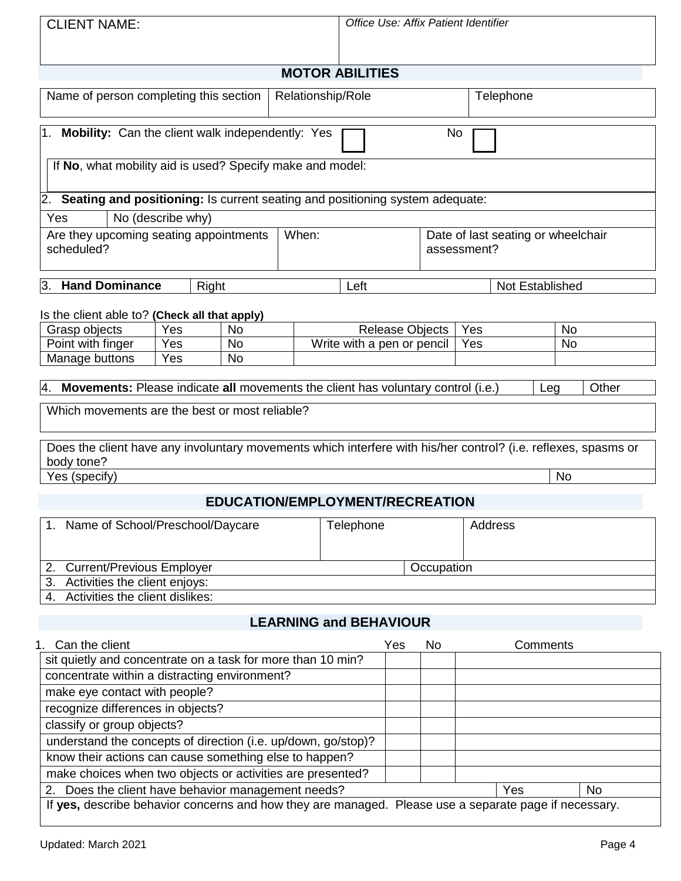| CLIENT NAME: | *Office Use: Affix Patient Identifier* |
|---|---|

## MOTOR ABILITIES

| Name of person completing this section | Relationship/Role | Telephone |
|---|---|---|
| | | |

1. **Mobility:** Can the client walk independently: Yes ☐ No ☐

If **No**, what mobility aid is used? Specify make and model:

2. **Seating and positioning:** Is current seating and positioning system adequate:

| Yes | No (describe why) |
|---|---|

| Are they upcoming seating appointments scheduled? | When: | Date of last seating or wheelchair assessment? |
|---|---|---|
| | | |

| 3. **Hand Dominance** | Right | Left | Not Established |
|---|---|---|---|

Is the client able to? **(Check all that apply)**

| | | | | | |
|---|---|---|---|---|---|
| Grasp objects | Yes | No | Release Objects | Yes | No |
| Point with finger | Yes | No | Write with a pen or pencil | Yes | No |
| Manage buttons | Yes | No | | | |

| 4. **Movements:** Please indicate **all** movements the client has voluntary control (i.e.) | Leg | Other |
|---|---|---|

Which movements are the best or most reliable?

| Does the client have any involuntary movements which interfere with his/her control? (i.e. reflexes, spasms or body tone? | |
|---|---|
| Yes (specify) | No |

## EDUCATION/EMPLOYMENT/RECREATION

| 1. Name of School/Preschool/Daycare | Telephone | Address |
|---|---|---|
| 2. Current/Previous Employer | Occupation | |
| 3. Activities the client enjoys: | | |
| 4. Activities the client dislikes: | | |

## LEARNING and BEHAVIOUR

| 1. Can the client | Yes | No | Comments |
|---|---|---|---|
| sit quietly and concentrate on a task for more than 10 min? | | | |
| concentrate within a distracting environment? | | | |
| make eye contact with people? | | | |
| recognize differences in objects? | | | |
| classify or group objects? | | | |
| understand the concepts of direction (i.e. up/down, go/stop)? | | | |
| know their actions can cause something else to happen? | | | |
| make choices when two objects or activities are presented? | | | |

| 2. Does the client have behavior management needs? | Yes | No |
|---|---|---|
| If **yes,** describe behavior concerns and how they are managed. Please use a separate page if necessary. | | |

Updated: March 2021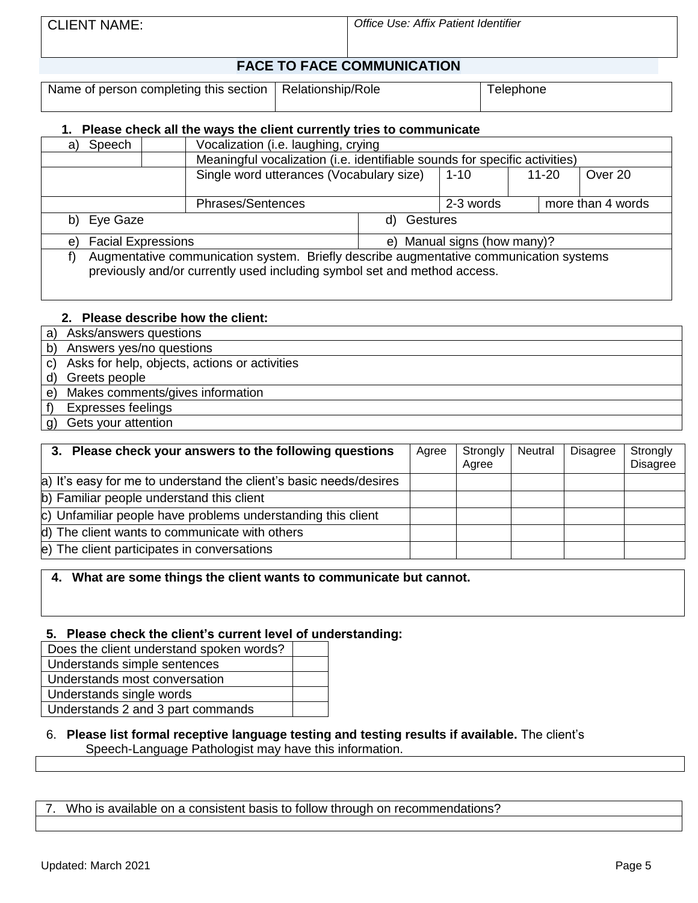| CLIENT NAME: | *Office Use: Affix Patient Identifier* |
| --- | --- |

## FACE TO FACE COMMUNICATION

| Name of person completing this section | Relationship/Role | Telephone |
| --- | --- | --- |
| | | |

**1. Please check all the ways the client currently tries to communicate**

| a) Speech | | Vocalization (i.e. laughing, crying | | | |
| --- | --- | --- | --- | --- | --- |
| | | Meaningful vocalization (i.e. identifiable sounds for specific activities) | | | |
| | | Single word utterances (Vocabulary size) | 1-10 | 11-20 | Over 20 |
| | | Phrases/Sentences | 2-3 words | more than 4 words | |
| b) Eye Gaze | | | d) Gestures | | |
| e) Facial Expressions | | | e) Manual signs (how many)? | | |
| f) Augmentative communication system. Briefly describe augmentative communication systems previously and/or currently used including symbol set and method access. | | | | | |

**2. Please describe how the client:**

| |
| --- |
| a) Asks/answers questions |
| b) Answers yes/no questions |
| c) Asks for help, objects, actions or activities |
| d) Greets people |
| e) Makes comments/gives information |
| f) Expresses feelings |
| g) Gets your attention |

| **3. Please check your answers to the following questions** | Agree | Strongly Agree | Neutral | Disagree | Strongly Disagree |
| --- | --- | --- | --- | --- | --- |
| a) It's easy for me to understand the client's basic needs/desires | | | | | |
| b) Familiar people understand this client | | | | | |
| c) Unfamiliar people have problems understanding this client | | | | | |
| d) The client wants to communicate with others | | | | | |
| e) The client participates in conversations | | | | | |

**4. What are some things the client wants to communicate but cannot.**

**5. Please check the client's current level of understanding:**

| | |
| --- | --- |
| Does the client understand spoken words? | |
| Understands simple sentences | |
| Understands most conversation | |
| Understands single words | |
| Understands 2 and 3 part commands | |

6. **Please list formal receptive language testing and testing results if available.** The client's Speech-Language Pathologist may have this information.

7. Who is available on a consistent basis to follow through on recommendations?

Updated: March 2021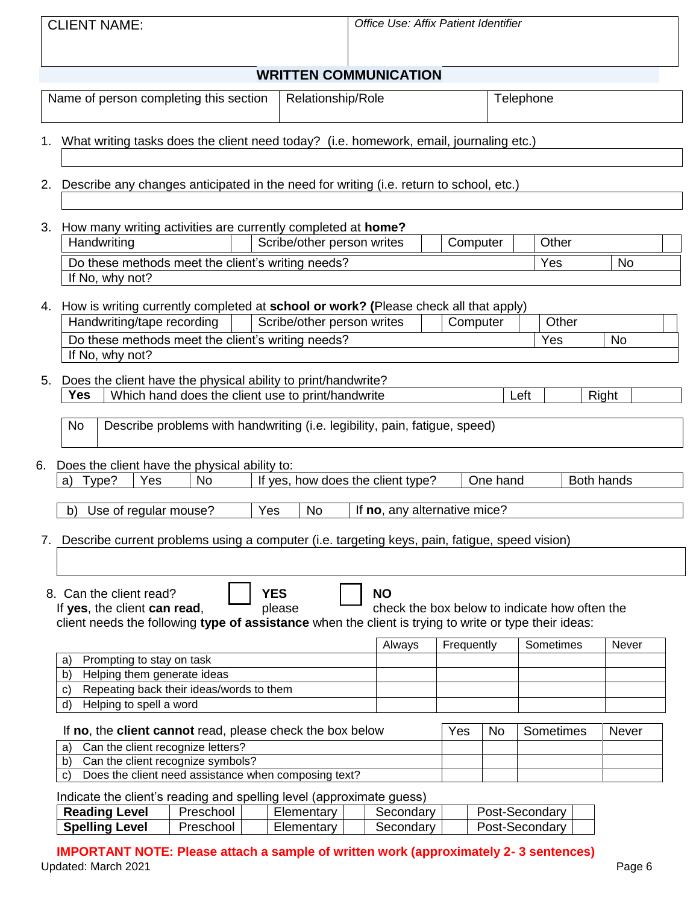| CLIENT NAME: | *Office Use: Affix Patient Identifier* |
|---|---|

## WRITTEN COMMUNICATION

| Name of person completing this section | Relationship/Role | Telephone |
|---|---|---|
| | | |

1. What writing tasks does the client need today? (i.e. homework, email, journaling etc.)

2. Describe any changes anticipated in the need for writing (i.e. return to school, etc.)

3. How many writing activities are currently completed at **home?**

| Handwriting | | Scribe/other person writes | | Computer | | Other | |
|---|---|---|---|---|---|---|---|
| Do these methods meet the client's writing needs? | | | | | | Yes | No |
| If No, why not? | | | | | | | |

4. How is writing currently completed at **school or work? (**Please check all that apply)

| Handwriting/tape recording | | Scribe/other person writes | | Computer | | Other | |
|---|---|---|---|---|---|---|---|
| Do these methods meet the client's writing needs? | | | | | | Yes | No |
| If No, why not? | | | | | | | |

5. Does the client have the physical ability to print/handwrite?

| **Yes** | Which hand does the client use to print/handwrite | Left | | Right | |
|---|---|---|---|---|---|

| No | Describe problems with handwriting (i.e. legibility, pain, fatigue, speed) |
|---|---|

6. Does the client have the physical ability to:

| a) Type? | Yes | No | If yes, how does the client type? | One hand | Both hands |
|---|---|---|---|---|---|

| b) Use of regular mouse? | Yes | No | If **no**, any alternative mice? |
|---|---|---|---|

7. Describe current problems using a computer (i.e. targeting keys, pain, fatigue, speed vision)

8. Can the client read? ☐ **YES** ☐ **NO**

If **yes**, the client **can read**, please check the box below to indicate how often the client needs the following **type of assistance** when the client is trying to write or type their ideas:

| | Always | Frequently | Sometimes | Never |
|---|---|---|---|---|
| a) Prompting to stay on task | | | | |
| b) Helping them generate ideas | | | | |
| c) Repeating back their ideas/words to them | | | | |
| d) Helping to spell a word | | | | |

| If **no**, the **client cannot** read, please check the box below | Yes | No | Sometimes | Never |
|---|---|---|---|---|
| a) Can the client recognize letters? | | | | |
| b) Can the client recognize symbols? | | | | |
| c) Does the client need assistance when composing text? | | | | |

Indicate the client's reading and spelling level (approximate guess)

| **Reading Level** | Preschool | | Elementary | | Secondary | | Post-Secondary | |
|---|---|---|---|---|---|---|---|---|
| **Spelling Level** | Preschool | | Elementary | | Secondary | | Post-Secondary | |

**IMPORTANT NOTE: Please attach a sample of written work (approximately 2- 3 sentences)**

Updated: March 2021